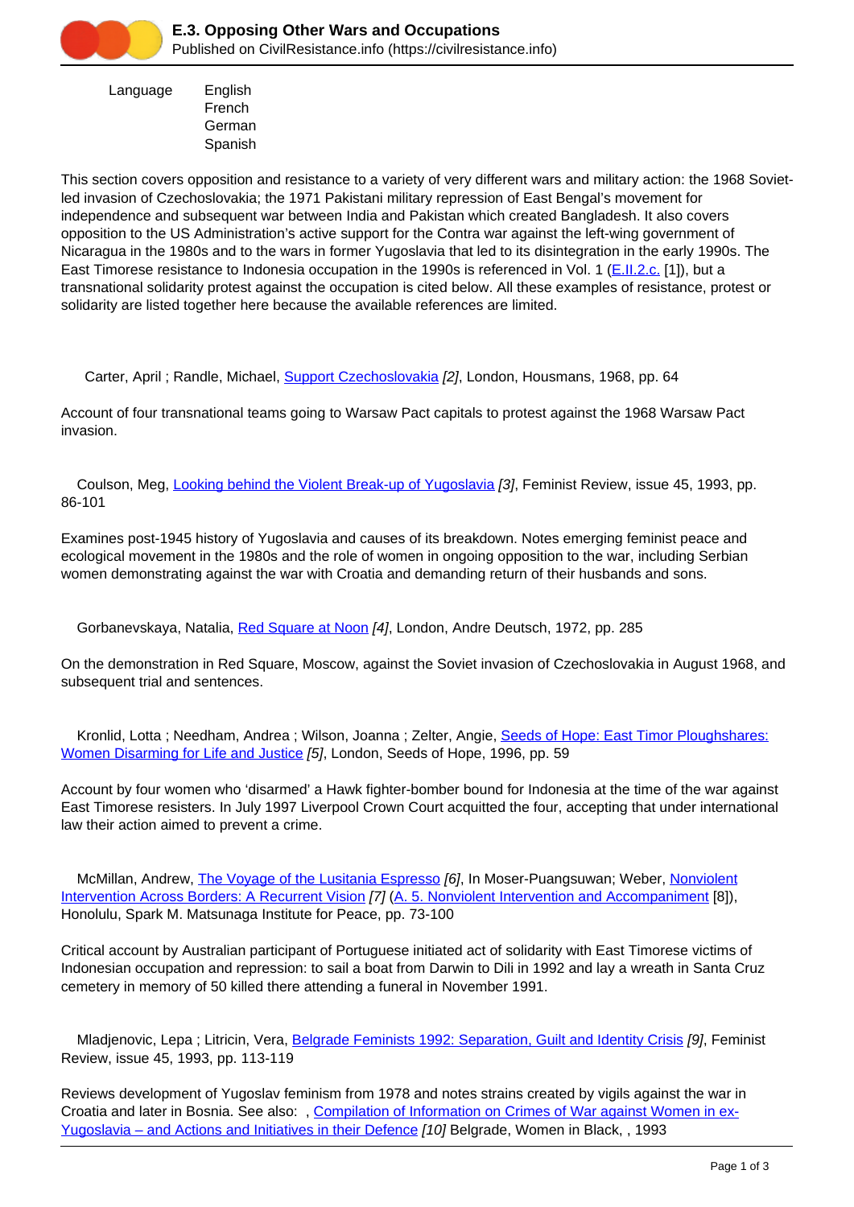# E.3. Opposing Other Wars and Occupations

Published on CivilResistance.info (https://civilresistance.info)

Language: English, French, German, Spanish

This section covers opposition and resistance to a variety of very different wars and military action: the 1968 Soviet-led invasion of Czechoslovakia; the 1971 Pakistani military repression of East Bengal's movement for independence and subsequent war between India and Pakistan which created Bangladesh. It also covers opposition to the US Administration's active support for the Contra war against the left-wing government of Nicaragua in the 1980s and to the wars in former Yugoslavia that led to its disintegration in the early 1990s. The East Timorese resistance to Indonesia occupation in the 1990s is referenced in Vol. 1 (E.II.2.c. [1]), but a transnational solidarity protest against the occupation is cited below. All these examples of resistance, protest or solidarity are listed together here because the available references are limited.

Carter, April ; Randle, Michael, Support Czechoslovakia [2], London, Housmans, 1968, pp. 64

Account of four transnational teams going to Warsaw Pact capitals to protest against the 1968 Warsaw Pact invasion.

Coulson, Meg, Looking behind the Violent Break-up of Yugoslavia [3], Feminist Review, issue 45, 1993, pp. 86-101

Examines post-1945 history of Yugoslavia and causes of its breakdown. Notes emerging feminist peace and ecological movement in the 1980s and the role of women in ongoing opposition to the war, including Serbian women demonstrating against the war with Croatia and demanding return of their husbands and sons.

Gorbanevskaya, Natalia, Red Square at Noon [4], London, Andre Deutsch, 1972, pp. 285

On the demonstration in Red Square, Moscow, against the Soviet invasion of Czechoslovakia in August 1968, and subsequent trial and sentences.

Kronlid, Lotta ; Needham, Andrea ; Wilson, Joanna ; Zelter, Angie, Seeds of Hope: East Timor Ploughshares: Women Disarming for Life and Justice [5], London, Seeds of Hope, 1996, pp. 59

Account by four women who 'disarmed' a Hawk fighter-bomber bound for Indonesia at the time of the war against East Timorese resisters. In July 1997 Liverpool Crown Court acquitted the four, accepting that under international law their action aimed to prevent a crime.

McMillan, Andrew, The Voyage of the Lusitania Espresso [6], In Moser-Puangsuwan; Weber, Nonviolent Intervention Across Borders: A Recurrent Vision [7] (A. 5. Nonviolent Intervention and Accompaniment [8]), Honolulu, Spark M. Matsunaga Institute for Peace, pp. 73-100

Critical account by Australian participant of Portuguese initiated act of solidarity with East Timorese victims of Indonesian occupation and repression: to sail a boat from Darwin to Dili in 1992 and lay a wreath in Santa Cruz cemetery in memory of 50 killed there attending a funeral in November 1991.

Mladjenovic, Lepa ; Litricin, Vera, Belgrade Feminists 1992: Separation, Guilt and Identity Crisis [9], Feminist Review, issue 45, 1993, pp. 113-119

Reviews development of Yugoslav feminism from 1978 and notes strains created by vigils against the war in Croatia and later in Bosnia. See also: , Compilation of Information on Crimes of War against Women in ex-Yugoslavia – and Actions and Initiatives in their Defence [10] Belgrade, Women in Black, , 1993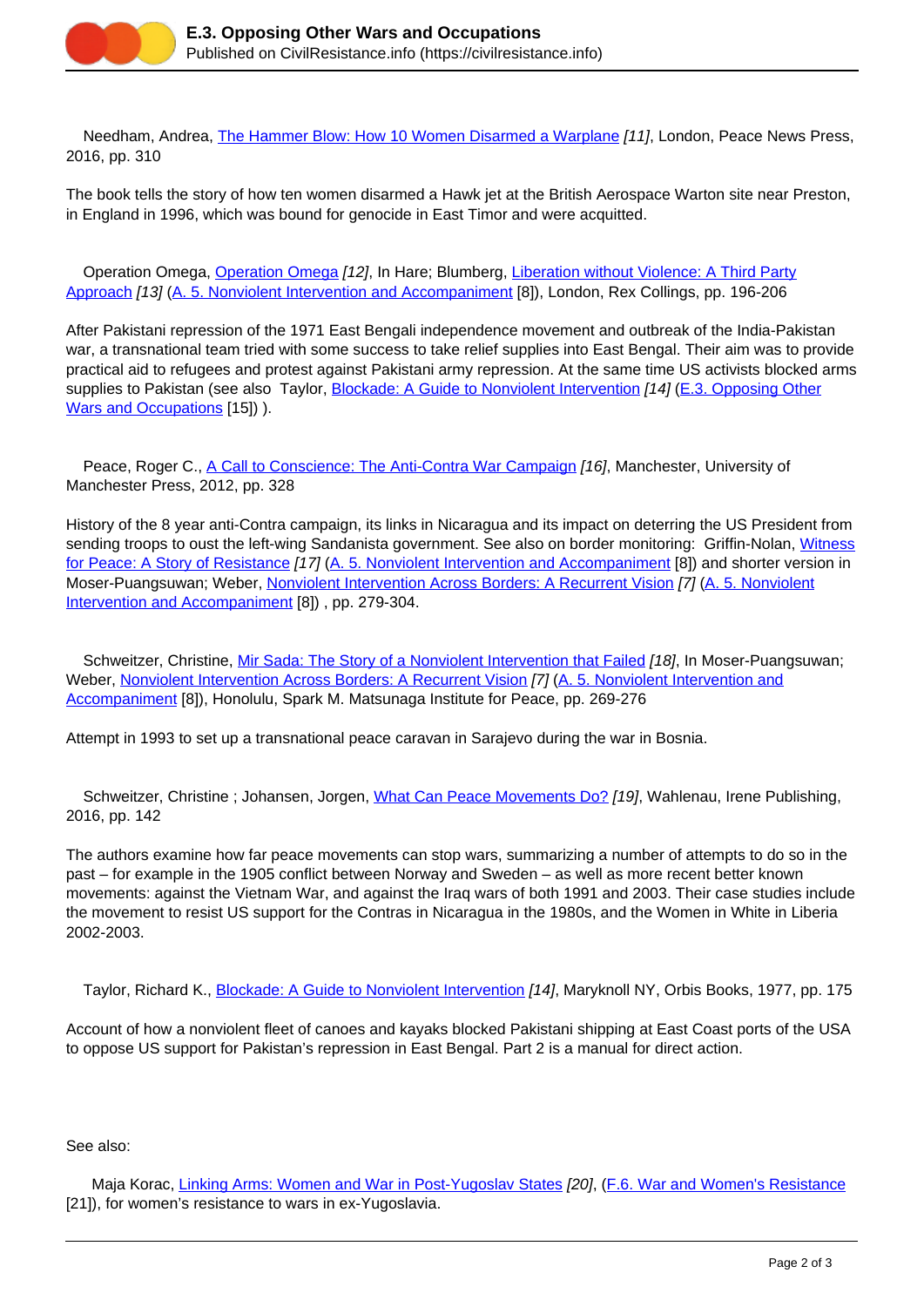Needham, Andrea, The Hammer Blow: How 10 Women Disarmed a Warplane [11], London, Peace News Press, 2016, pp. 310

The book tells the story of how ten women disarmed a Hawk jet at the British Aerospace Warton site near Preston, in England in 1996, which was bound for genocide in East Timor and were acquitted.

Operation Omega, Operation Omega [12], In Hare; Blumberg, Liberation without Violence: A Third Party Approach [13] (A. 5. Nonviolent Intervention and Accompaniment [8]), London, Rex Collings, pp. 196-206

After Pakistani repression of the 1971 East Bengali independence movement and outbreak of the India-Pakistan war, a transnational team tried with some success to take relief supplies into East Bengal. Their aim was to provide practical aid to refugees and protest against Pakistani army repression. At the same time US activists blocked arms supplies to Pakistan (see also Taylor, Blockade: A Guide to Nonviolent Intervention [14] (E.3. Opposing Other Wars and Occupations [15]) ).

Peace, Roger C., A Call to Conscience: The Anti-Contra War Campaign [16], Manchester, University of Manchester Press, 2012, pp. 328

History of the 8 year anti-Contra campaign, its links in Nicaragua and its impact on deterring the US President from sending troops to oust the left-wing Sandanista government. See also on border monitoring: Griffin-Nolan, Witness for Peace: A Story of Resistance [17] (A. 5. Nonviolent Intervention and Accompaniment [8]) and shorter version in Moser-Puangsuwan; Weber, Nonviolent Intervention Across Borders: A Recurrent Vision [7] (A. 5. Nonviolent Intervention and Accompaniment [8]) , pp. 279-304.

Schweitzer, Christine, Mir Sada: The Story of a Nonviolent Intervention that Failed [18], In Moser-Puangsuwan; Weber, Nonviolent Intervention Across Borders: A Recurrent Vision [7] (A. 5. Nonviolent Intervention and Accompaniment [8]), Honolulu, Spark M. Matsunaga Institute for Peace, pp. 269-276

Attempt in 1993 to set up a transnational peace caravan in Sarajevo during the war in Bosnia.

Schweitzer, Christine ; Johansen, Jorgen, What Can Peace Movements Do? [19], Wahlenau, Irene Publishing, 2016, pp. 142

The authors examine how far peace movements can stop wars, summarizing a number of attempts to do so in the past – for example in the 1905 conflict between Norway and Sweden – as well as more recent better known movements: against the Vietnam War, and against the Iraq wars of both 1991 and 2003. Their case studies include the movement to resist US support for the Contras in Nicaragua in the 1980s, and the Women in White in Liberia 2002-2003.

Taylor, Richard K., Blockade: A Guide to Nonviolent Intervention [14], Maryknoll NY, Orbis Books, 1977, pp. 175

Account of how a nonviolent fleet of canoes and kayaks blocked Pakistani shipping at East Coast ports of the USA to oppose US support for Pakistan's repression in East Bengal. Part 2 is a manual for direct action.

See also:

Maja Korac, Linking Arms: Women and War in Post-Yugoslav States [20], (F.6. War and Women's Resistance [21]), for women's resistance to wars in ex-Yugoslavia.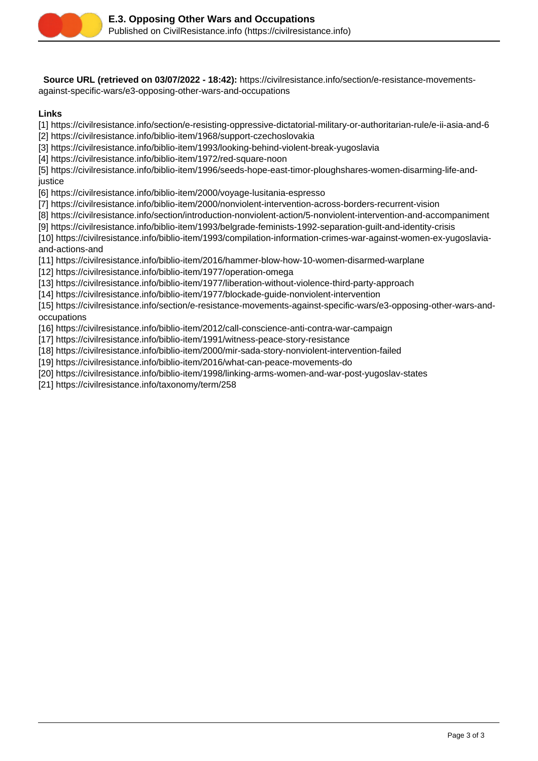**Source URL (retrieved on 03/07/2022 - 18:42):** https://civilresistance.info/section/e-resistance-movements-against-specific-wars/e3-opposing-other-wars-and-occupations

**Links**

[1] https://civilresistance.info/section/e-resisting-oppressive-dictatorial-military-or-authoritarian-rule/e-ii-asia-and-6
[2] https://civilresistance.info/biblio-item/1968/support-czechoslovakia
[3] https://civilresistance.info/biblio-item/1993/looking-behind-violent-break-yugoslavia
[4] https://civilresistance.info/biblio-item/1972/red-square-noon
[5] https://civilresistance.info/biblio-item/1996/seeds-hope-east-timor-ploughshares-women-disarming-life-and-justice
[6] https://civilresistance.info/biblio-item/2000/voyage-lusitania-espresso
[7] https://civilresistance.info/biblio-item/2000/nonviolent-intervention-across-borders-recurrent-vision
[8] https://civilresistance.info/section/introduction-nonviolent-action/5-nonviolent-intervention-and-accompaniment
[9] https://civilresistance.info/biblio-item/1993/belgrade-feminists-1992-separation-guilt-and-identity-crisis
[10] https://civilresistance.info/biblio-item/1993/compilation-information-crimes-war-against-women-ex-yugoslavia-and-actions-and
[11] https://civilresistance.info/biblio-item/2016/hammer-blow-how-10-women-disarmed-warplane
[12] https://civilresistance.info/biblio-item/1977/operation-omega
[13] https://civilresistance.info/biblio-item/1977/liberation-without-violence-third-party-approach
[14] https://civilresistance.info/biblio-item/1977/blockade-guide-nonviolent-intervention
[15] https://civilresistance.info/section/e-resistance-movements-against-specific-wars/e3-opposing-other-wars-and-occupations
[16] https://civilresistance.info/biblio-item/2012/call-conscience-anti-contra-war-campaign
[17] https://civilresistance.info/biblio-item/1991/witness-peace-story-resistance
[18] https://civilresistance.info/biblio-item/2000/mir-sada-story-nonviolent-intervention-failed
[19] https://civilresistance.info/biblio-item/2016/what-can-peace-movements-do
[20] https://civilresistance.info/biblio-item/1998/linking-arms-women-and-war-post-yugoslav-states
[21] https://civilresistance.info/taxonomy/term/258